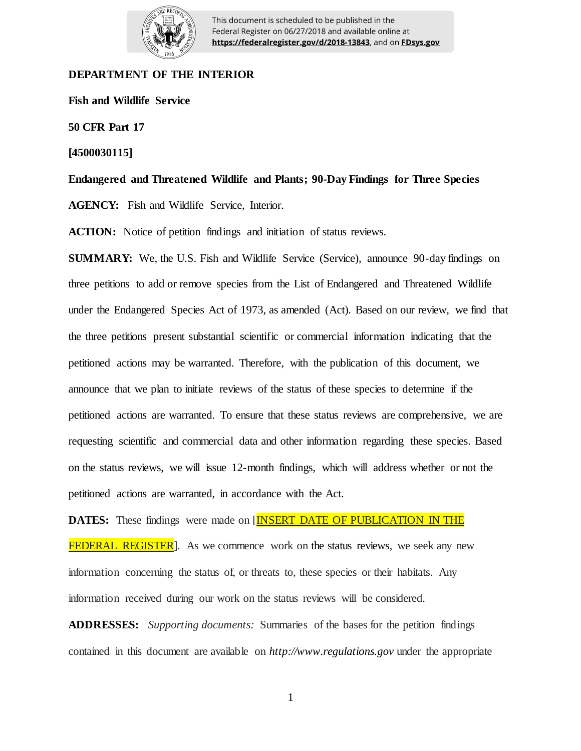This document is scheduled to be published in the Federal Register on 06/27/2018 and available online at **https://federalregister.gov/d/2018-13843**, and on **FDsys.gov**

**DEPARTMENT OF THE INTERIOR**

**Fish and Wildlife Service**

**50 CFR Part 17**

**[4500030115]**

**Endangered and Threatened Wildlife and Plants; 90-Day Findings for Three Species**

**AGENCY:** Fish and Wildlife Service, Interior.

**ACTION:** Notice of petition findings and initiation of status reviews.

**SUMMARY:** We, the U.S. Fish and Wildlife Service (Service), announce 90-day findings on three petitions to add or remove species from the List of Endangered and Threatened Wildlife under the Endangered Species Act of 1973, as amended (Act). Based on our review, we find that the three petitions present substantial scientific or commercial information indicating that the petitioned actions may be warranted. Therefore, with the publication of this document, we announce that we plan to initiate reviews of the status of these species to determine if the petitioned actions are warranted. To ensure that these status reviews are comprehensive, we are requesting scientific and commercial data and other information regarding these species. Based on the status reviews, we will issue 12-month findings, which will address whether or not the petitioned actions are warranted, in accordance with the Act.

**DATES:** These findings were made on [INSERT DATE OF PUBLICATION IN THE FEDERAL REGISTER]. As we commence work on the status reviews, we seek any new information concerning the status of, or threats to, these species or their habitats. Any information received during our work on the status reviews will be considered.

**ADDRESSES:** *Supporting documents:* Summaries of the bases for the petition findings contained in this document are available on *http://www.regulations.gov* under the appropriate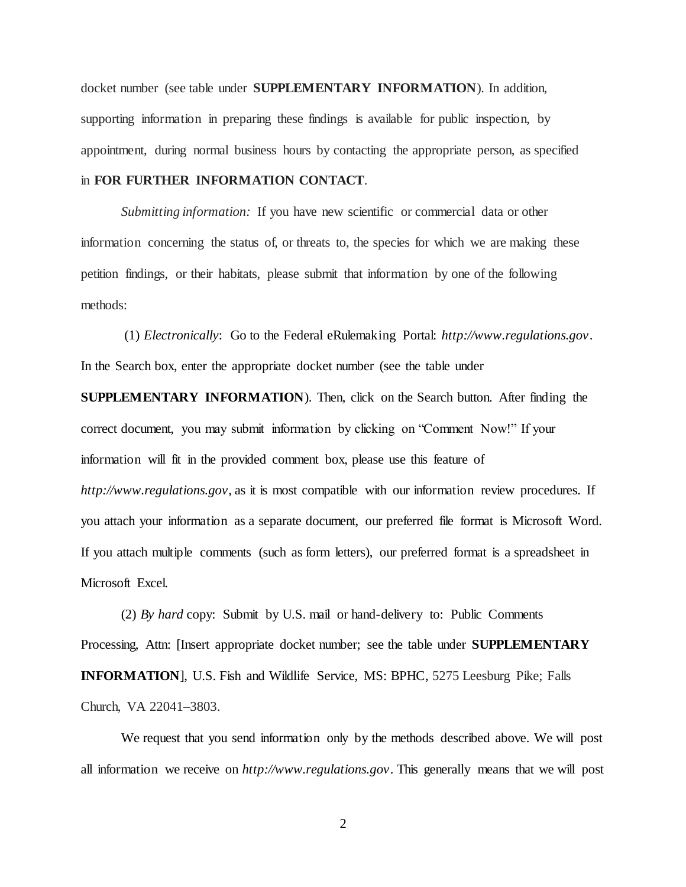docket number (see table under **SUPPLEMENTARY INFORMATION**). In addition, supporting information in preparing these findings is available for public inspection, by appointment, during normal business hours by contacting the appropriate person, as specified in **FOR FURTHER INFORMATION CONTACT**.

*Submitting information:* If you have new scientific or commercial data or other information concerning the status of, or threats to, the species for which we are making these petition findings, or their habitats, please submit that information by one of the following methods:

(1) *Electronically*: Go to the Federal eRulemaking Portal: *http://www.regulations.gov*. In the Search box, enter the appropriate docket number (see the table under **SUPPLEMENTARY INFORMATION**). Then, click on the Search button. After finding the correct document, you may submit information by clicking on "Comment Now!" If your information will fit in the provided comment box, please use this feature of *http://www.regulations.gov*, as it is most compatible with our information review procedures. If you attach your information as a separate document, our preferred file format is Microsoft Word. If you attach multiple comments (such as form letters), our preferred format is a spreadsheet in Microsoft Excel.

(2) *By hard* copy: Submit by U.S. mail or hand-delivery to: Public Comments Processing, Attn: [Insert appropriate docket number; see the table under **SUPPLEMENTARY INFORMATION**], U.S. Fish and Wildlife Service, MS: BPHC, 5275 Leesburg Pike; Falls Church, VA 22041–3803.

We request that you send information only by the methods described above. We will post all information we receive on *http://www.regulations.gov*. This generally means that we will post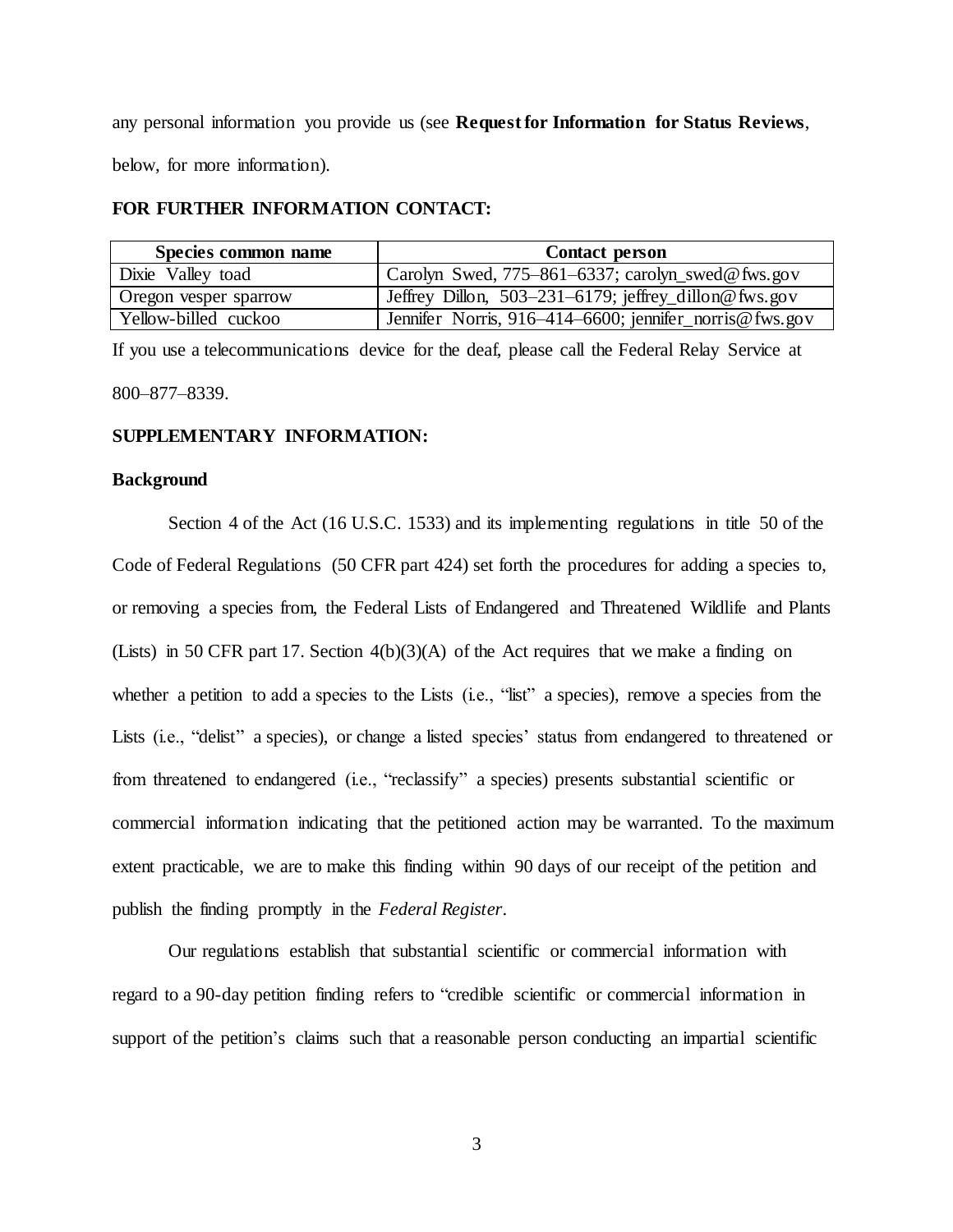any personal information you provide us (see **Request for Information for Status Reviews**, below, for more information).

**FOR FURTHER INFORMATION CONTACT:**

| Species common name | Contact person |
|---|---|
| Dixie Valley toad | Carolyn Swed, 775–861–6337; carolyn_swed@fws.gov |
| Oregon vesper sparrow | Jeffrey Dillon, 503–231–6179; jeffrey_dillon@fws.gov |
| Yellow-billed cuckoo | Jennifer Norris, 916–414–6600; jennifer_norris@fws.gov |

If you use a telecommunications device for the deaf, please call the Federal Relay Service at 800–877–8339.

**SUPPLEMENTARY INFORMATION:**

**Background**

Section 4 of the Act (16 U.S.C. 1533) and its implementing regulations in title 50 of the Code of Federal Regulations (50 CFR part 424) set forth the procedures for adding a species to, or removing a species from, the Federal Lists of Endangered and Threatened Wildlife and Plants (Lists) in 50 CFR part 17. Section 4(b)(3)(A) of the Act requires that we make a finding on whether a petition to add a species to the Lists (i.e., "list" a species), remove a species from the Lists (i.e., "delist" a species), or change a listed species' status from endangered to threatened or from threatened to endangered (i.e., "reclassify" a species) presents substantial scientific or commercial information indicating that the petitioned action may be warranted. To the maximum extent practicable, we are to make this finding within 90 days of our receipt of the petition and publish the finding promptly in the *Federal Register*.

Our regulations establish that substantial scientific or commercial information with regard to a 90-day petition finding refers to "credible scientific or commercial information in support of the petition's claims such that a reasonable person conducting an impartial scientific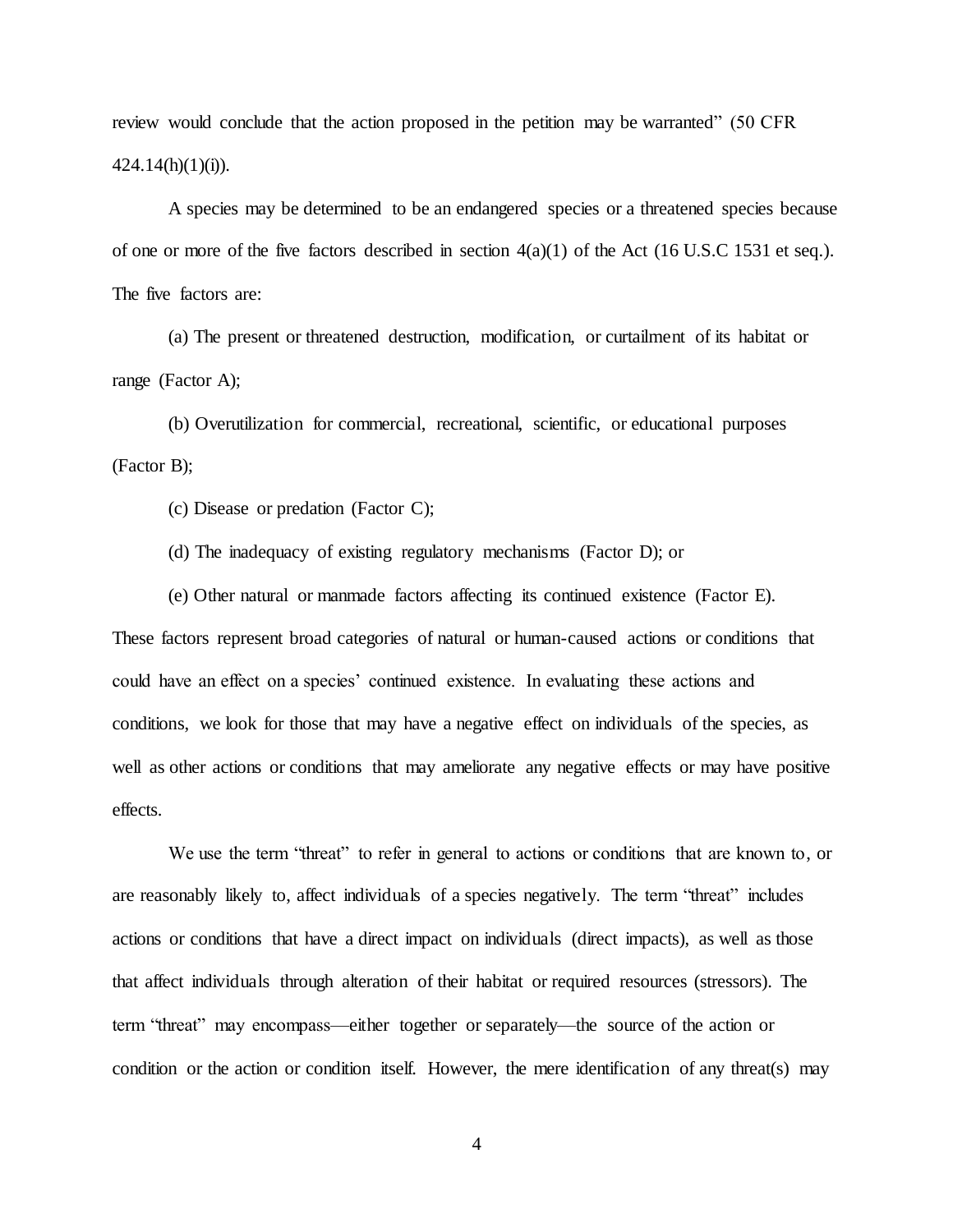review would conclude that the action proposed in the petition may be warranted" (50 CFR 424.14(h)(1)(i)).

A species may be determined to be an endangered species or a threatened species because of one or more of the five factors described in section 4(a)(1) of the Act (16 U.S.C 1531 et seq.). The five factors are:

(a) The present or threatened destruction, modification, or curtailment of its habitat or range (Factor A);

(b) Overutilization for commercial, recreational, scientific, or educational purposes (Factor B);

(c) Disease or predation (Factor C);

(d) The inadequacy of existing regulatory mechanisms (Factor D); or

(e) Other natural or manmade factors affecting its continued existence (Factor E).

These factors represent broad categories of natural or human-caused actions or conditions that could have an effect on a species' continued existence. In evaluating these actions and conditions, we look for those that may have a negative effect on individuals of the species, as well as other actions or conditions that may ameliorate any negative effects or may have positive effects.

We use the term "threat" to refer in general to actions or conditions that are known to, or are reasonably likely to, affect individuals of a species negatively. The term "threat" includes actions or conditions that have a direct impact on individuals (direct impacts), as well as those that affect individuals through alteration of their habitat or required resources (stressors). The term "threat" may encompass—either together or separately—the source of the action or condition or the action or condition itself. However, the mere identification of any threat(s) may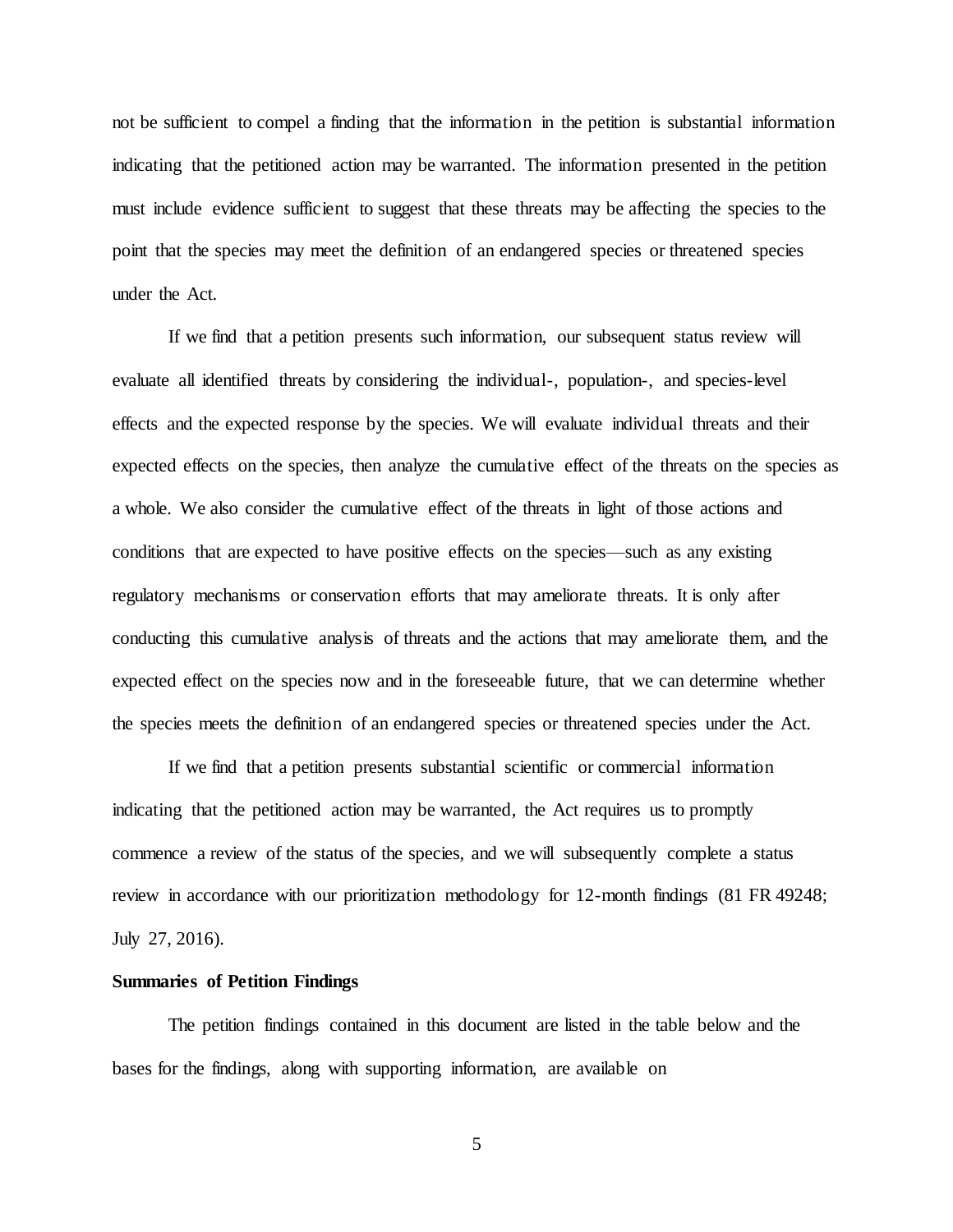not be sufficient to compel a finding that the information in the petition is substantial information indicating that the petitioned action may be warranted. The information presented in the petition must include evidence sufficient to suggest that these threats may be affecting the species to the point that the species may meet the definition of an endangered species or threatened species under the Act.

If we find that a petition presents such information, our subsequent status review will evaluate all identified threats by considering the individual-, population-, and species-level effects and the expected response by the species. We will evaluate individual threats and their expected effects on the species, then analyze the cumulative effect of the threats on the species as a whole. We also consider the cumulative effect of the threats in light of those actions and conditions that are expected to have positive effects on the species—such as any existing regulatory mechanisms or conservation efforts that may ameliorate threats. It is only after conducting this cumulative analysis of threats and the actions that may ameliorate them, and the expected effect on the species now and in the foreseeable future, that we can determine whether the species meets the definition of an endangered species or threatened species under the Act.

If we find that a petition presents substantial scientific or commercial information indicating that the petitioned action may be warranted, the Act requires us to promptly commence a review of the status of the species, and we will subsequently complete a status review in accordance with our prioritization methodology for 12-month findings (81 FR 49248; July 27, 2016).

**Summaries of Petition Findings**

The petition findings contained in this document are listed in the table below and the bases for the findings, along with supporting information, are available on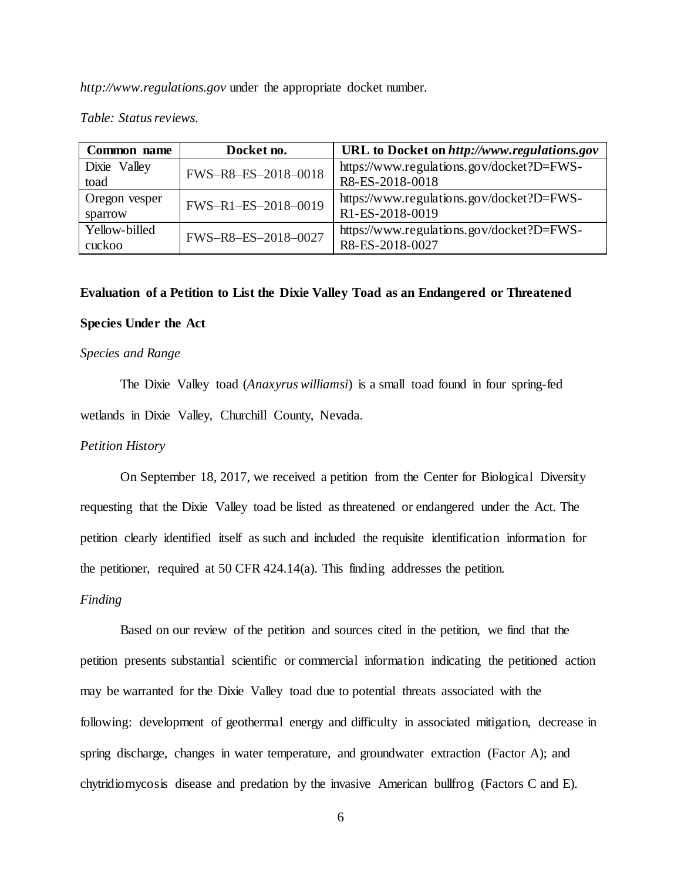*http://www.regulations.gov* under the appropriate docket number.

*Table: Status reviews.*

| Common name | Docket no. | URL to Docket on *http://www.regulations.gov* |
|---|---|---|
| Dixie Valley toad | FWS–R8–ES–2018–0018 | https://www.regulations.gov/docket?D=FWS-R8-ES-2018-0018 |
| Oregon vesper sparrow | FWS–R1–ES–2018–0019 | https://www.regulations.gov/docket?D=FWS-R1-ES-2018-0019 |
| Yellow-billed cuckoo | FWS–R8–ES–2018–0027 | https://www.regulations.gov/docket?D=FWS-R8-ES-2018-0027 |

**Evaluation of a Petition to List the Dixie Valley Toad as an Endangered or Threatened Species Under the Act**

*Species and Range*

The Dixie Valley toad (*Anaxyrus williamsi*) is a small toad found in four spring-fed wetlands in Dixie Valley, Churchill County, Nevada.

*Petition History*

On September 18, 2017, we received a petition from the Center for Biological Diversity requesting that the Dixie Valley toad be listed as threatened or endangered under the Act. The petition clearly identified itself as such and included the requisite identification information for the petitioner, required at 50 CFR 424.14(a). This finding addresses the petition.

*Finding*

Based on our review of the petition and sources cited in the petition, we find that the petition presents substantial scientific or commercial information indicating the petitioned action may be warranted for the Dixie Valley toad due to potential threats associated with the following: development of geothermal energy and difficulty in associated mitigation, decrease in spring discharge, changes in water temperature, and groundwater extraction (Factor A); and chytridiomycosis disease and predation by the invasive American bullfrog (Factors C and E).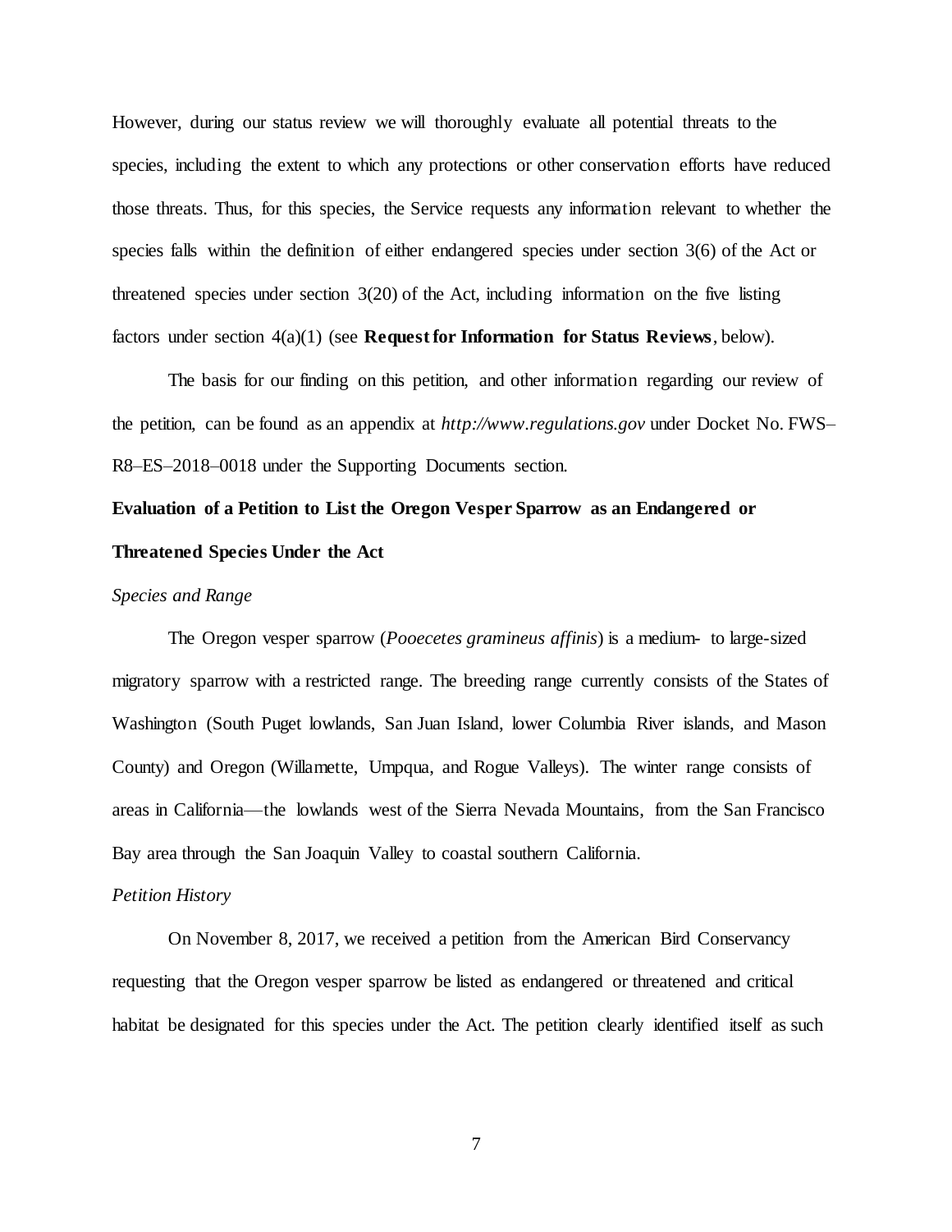However, during our status review we will thoroughly evaluate all potential threats to the species, including the extent to which any protections or other conservation efforts have reduced those threats. Thus, for this species, the Service requests any information relevant to whether the species falls within the definition of either endangered species under section 3(6) of the Act or threatened species under section 3(20) of the Act, including information on the five listing factors under section 4(a)(1) (see **Request for Information for Status Reviews**, below).

The basis for our finding on this petition, and other information regarding our review of the petition, can be found as an appendix at *http://www.regulations.gov* under Docket No. FWS–R8–ES–2018–0018 under the Supporting Documents section.

**Evaluation of a Petition to List the Oregon Vesper Sparrow as an Endangered or Threatened Species Under the Act**

*Species and Range*

The Oregon vesper sparrow (*Pooecetes gramineus affinis*) is a medium- to large-sized migratory sparrow with a restricted range. The breeding range currently consists of the States of Washington (South Puget lowlands, San Juan Island, lower Columbia River islands, and Mason County) and Oregon (Willamette, Umpqua, and Rogue Valleys). The winter range consists of areas in California—the lowlands west of the Sierra Nevada Mountains, from the San Francisco Bay area through the San Joaquin Valley to coastal southern California.

*Petition History*

On November 8, 2017, we received a petition from the American Bird Conservancy requesting that the Oregon vesper sparrow be listed as endangered or threatened and critical habitat be designated for this species under the Act. The petition clearly identified itself as such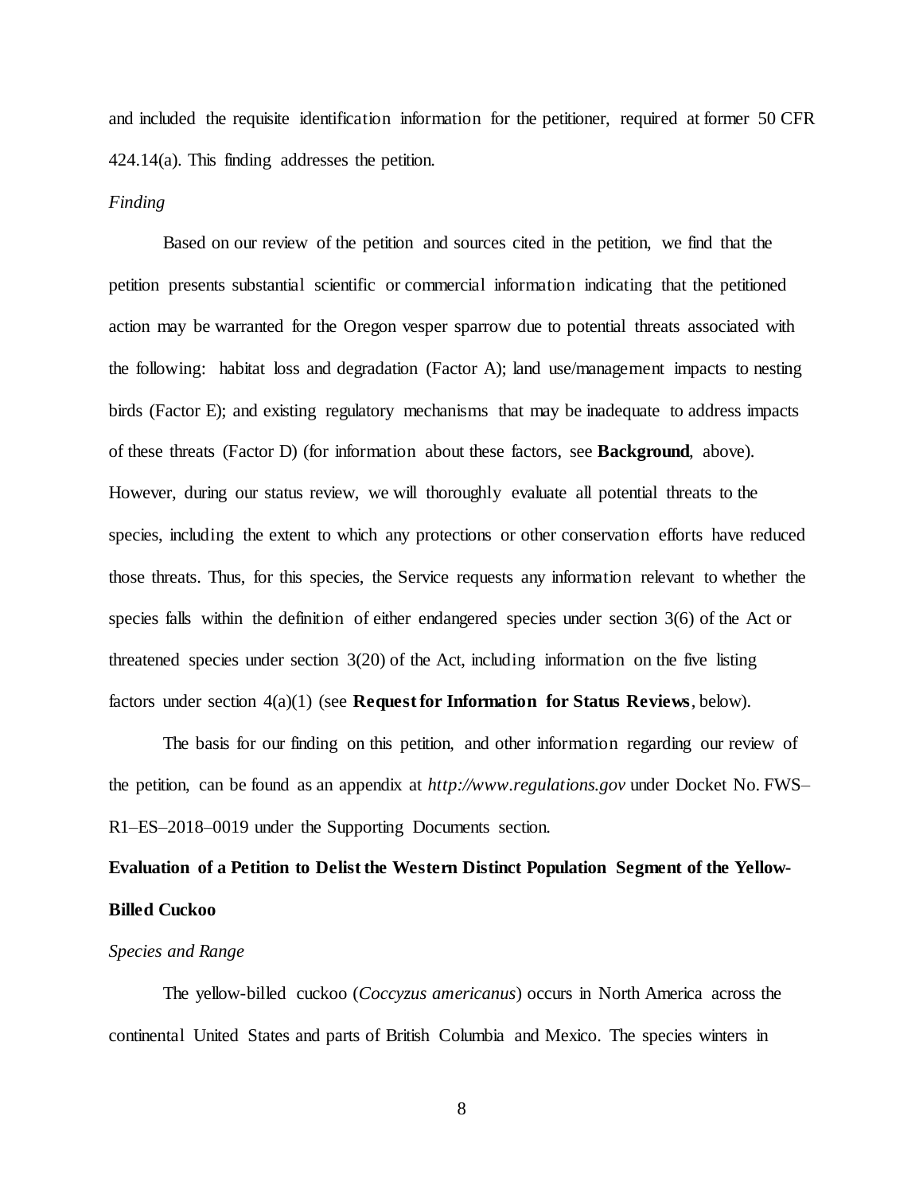and included the requisite identification information for the petitioner, required at former 50 CFR 424.14(a). This finding addresses the petition.

*Finding*

Based on our review of the petition and sources cited in the petition, we find that the petition presents substantial scientific or commercial information indicating that the petitioned action may be warranted for the Oregon vesper sparrow due to potential threats associated with the following: habitat loss and degradation (Factor A); land use/management impacts to nesting birds (Factor E); and existing regulatory mechanisms that may be inadequate to address impacts of these threats (Factor D) (for information about these factors, see **Background**, above). However, during our status review, we will thoroughly evaluate all potential threats to the species, including the extent to which any protections or other conservation efforts have reduced those threats. Thus, for this species, the Service requests any information relevant to whether the species falls within the definition of either endangered species under section 3(6) of the Act or threatened species under section 3(20) of the Act, including information on the five listing factors under section 4(a)(1) (see **Request for Information for Status Reviews**, below).

The basis for our finding on this petition, and other information regarding our review of the petition, can be found as an appendix at *http://www.regulations.gov* under Docket No. FWS–R1–ES–2018–0019 under the Supporting Documents section.

**Evaluation of a Petition to Delist the Western Distinct Population Segment of the Yellow-Billed Cuckoo**

*Species and Range*

The yellow-billed cuckoo (*Coccyzus americanus*) occurs in North America across the continental United States and parts of British Columbia and Mexico. The species winters in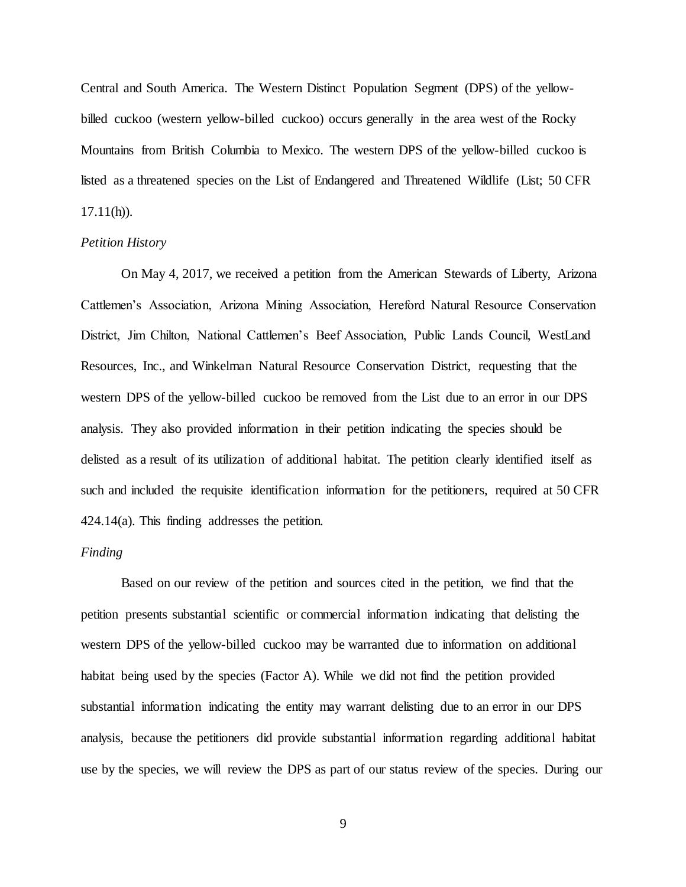Central and South America. The Western Distinct Population Segment (DPS) of the yellow-billed cuckoo (western yellow-billed cuckoo) occurs generally in the area west of the Rocky Mountains from British Columbia to Mexico. The western DPS of the yellow-billed cuckoo is listed as a threatened species on the List of Endangered and Threatened Wildlife (List; 50 CFR 17.11(h)).

*Petition History*

On May 4, 2017, we received a petition from the American Stewards of Liberty, Arizona Cattlemen's Association, Arizona Mining Association, Hereford Natural Resource Conservation District, Jim Chilton, National Cattlemen's Beef Association, Public Lands Council, WestLand Resources, Inc., and Winkelman Natural Resource Conservation District, requesting that the western DPS of the yellow-billed cuckoo be removed from the List due to an error in our DPS analysis. They also provided information in their petition indicating the species should be delisted as a result of its utilization of additional habitat. The petition clearly identified itself as such and included the requisite identification information for the petitioners, required at 50 CFR 424.14(a). This finding addresses the petition.

*Finding*

Based on our review of the petition and sources cited in the petition, we find that the petition presents substantial scientific or commercial information indicating that delisting the western DPS of the yellow-billed cuckoo may be warranted due to information on additional habitat being used by the species (Factor A). While we did not find the petition provided substantial information indicating the entity may warrant delisting due to an error in our DPS analysis, because the petitioners did provide substantial information regarding additional habitat use by the species, we will review the DPS as part of our status review of the species. During our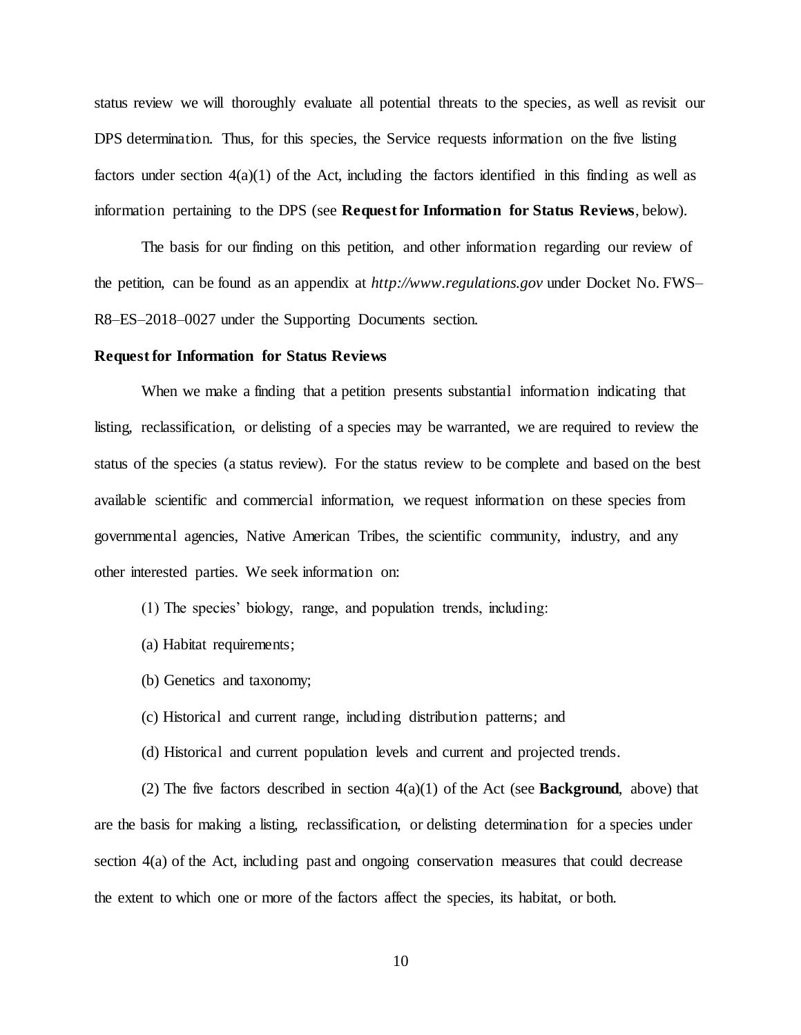status review we will thoroughly evaluate all potential threats to the species, as well as revisit our DPS determination. Thus, for this species, the Service requests information on the five listing factors under section 4(a)(1) of the Act, including the factors identified in this finding as well as information pertaining to the DPS (see **Request for Information for Status Reviews**, below).

The basis for our finding on this petition, and other information regarding our review of the petition, can be found as an appendix at *http://www.regulations.gov* under Docket No. FWS–R8–ES–2018–0027 under the Supporting Documents section.

**Request for Information for Status Reviews**

When we make a finding that a petition presents substantial information indicating that listing, reclassification, or delisting of a species may be warranted, we are required to review the status of the species (a status review). For the status review to be complete and based on the best available scientific and commercial information, we request information on these species from governmental agencies, Native American Tribes, the scientific community, industry, and any other interested parties. We seek information on:

(1) The species' biology, range, and population trends, including:

(a) Habitat requirements;

(b) Genetics and taxonomy;

(c) Historical and current range, including distribution patterns; and

(d) Historical and current population levels and current and projected trends.

(2) The five factors described in section 4(a)(1) of the Act (see **Background**, above) that are the basis for making a listing, reclassification, or delisting determination for a species under section 4(a) of the Act, including past and ongoing conservation measures that could decrease the extent to which one or more of the factors affect the species, its habitat, or both.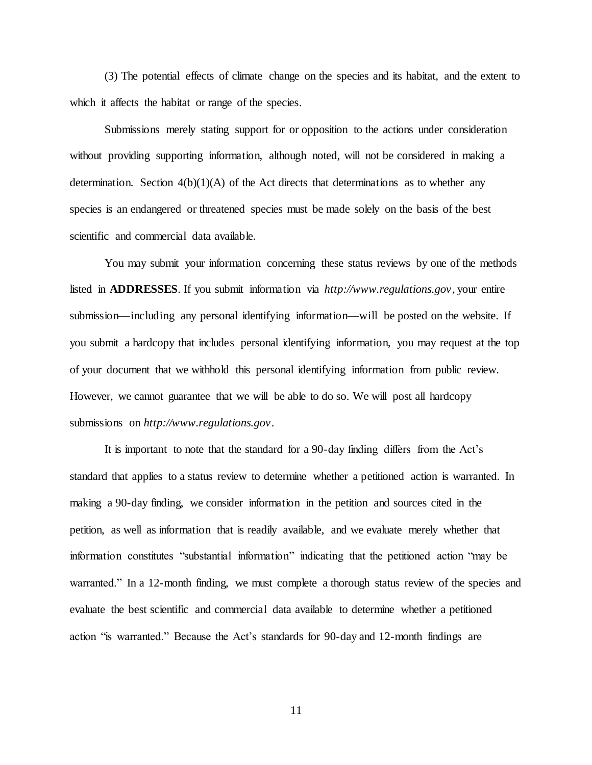(3) The potential effects of climate change on the species and its habitat, and the extent to which it affects the habitat or range of the species.

Submissions merely stating support for or opposition to the actions under consideration without providing supporting information, although noted, will not be considered in making a determination. Section 4(b)(1)(A) of the Act directs that determinations as to whether any species is an endangered or threatened species must be made solely on the basis of the best scientific and commercial data available.

You may submit your information concerning these status reviews by one of the methods listed in **ADDRESSES**. If you submit information via *http://www.regulations.gov*, your entire submission—including any personal identifying information—will be posted on the website. If you submit a hardcopy that includes personal identifying information, you may request at the top of your document that we withhold this personal identifying information from public review. However, we cannot guarantee that we will be able to do so. We will post all hardcopy submissions on *http://www.regulations.gov*.

It is important to note that the standard for a 90-day finding differs from the Act's standard that applies to a status review to determine whether a petitioned action is warranted. In making a 90-day finding, we consider information in the petition and sources cited in the petition, as well as information that is readily available, and we evaluate merely whether that information constitutes "substantial information" indicating that the petitioned action "may be warranted." In a 12-month finding, we must complete a thorough status review of the species and evaluate the best scientific and commercial data available to determine whether a petitioned action "is warranted." Because the Act's standards for 90-day and 12-month findings are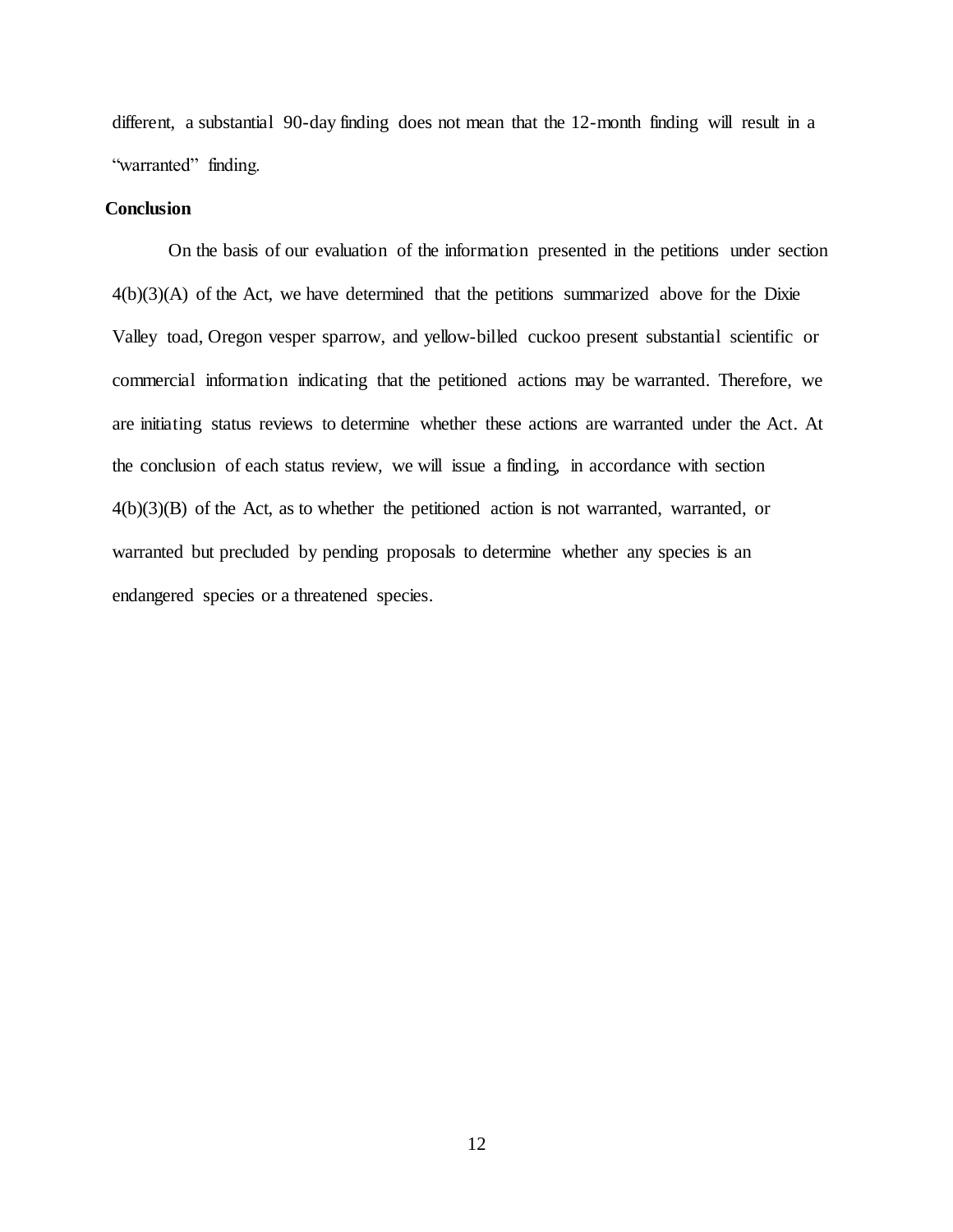different, a substantial 90-day finding does not mean that the 12-month finding will result in a "warranted" finding.

**Conclusion**

On the basis of our evaluation of the information presented in the petitions under section 4(b)(3)(A) of the Act, we have determined that the petitions summarized above for the Dixie Valley toad, Oregon vesper sparrow, and yellow-billed cuckoo present substantial scientific or commercial information indicating that the petitioned actions may be warranted. Therefore, we are initiating status reviews to determine whether these actions are warranted under the Act. At the conclusion of each status review, we will issue a finding, in accordance with section 4(b)(3)(B) of the Act, as to whether the petitioned action is not warranted, warranted, or warranted but precluded by pending proposals to determine whether any species is an endangered species or a threatened species.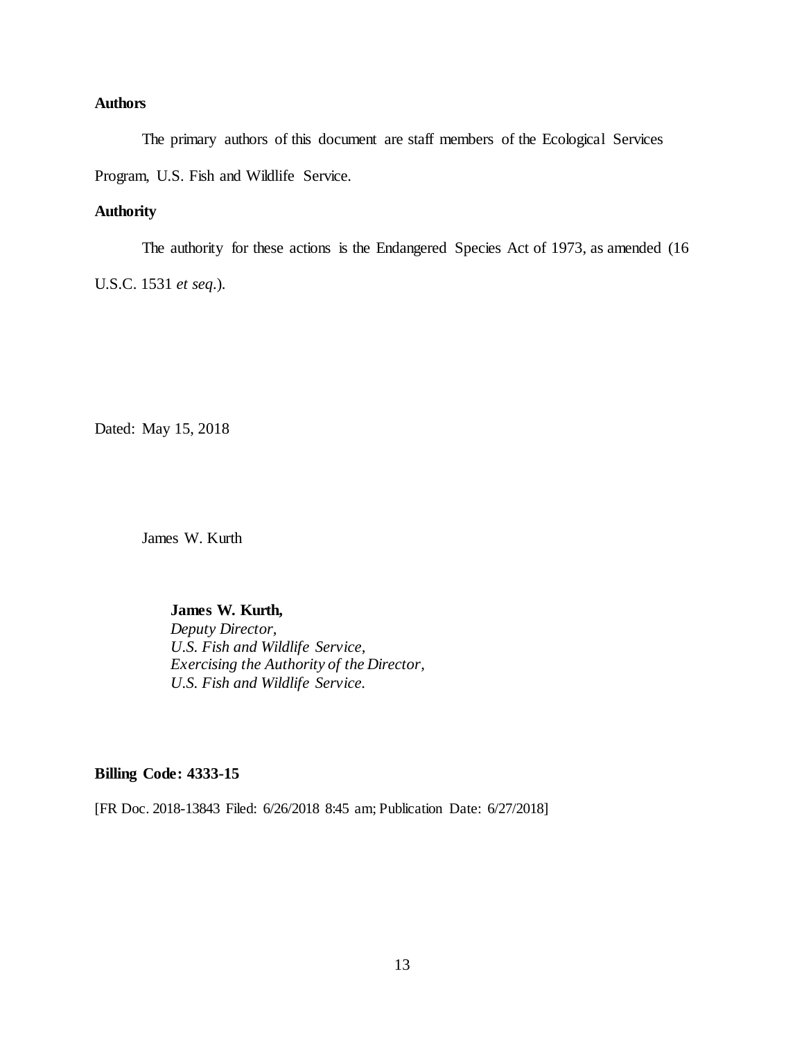**Authors**

The primary authors of this document are staff members of the Ecological Services Program, U.S. Fish and Wildlife Service.

**Authority**

The authority for these actions is the Endangered Species Act of 1973, as amended (16 U.S.C. 1531 *et seq*.).

Dated: May 15, 2018

James W. Kurth

**James W. Kurth,**
*Deputy Director,*
*U.S. Fish and Wildlife Service,*
*Exercising the Authority of the Director,*
*U.S. Fish and Wildlife Service.*

**Billing Code: 4333-15**

[FR Doc. 2018-13843 Filed: 6/26/2018 8:45 am; Publication Date: 6/27/2018]